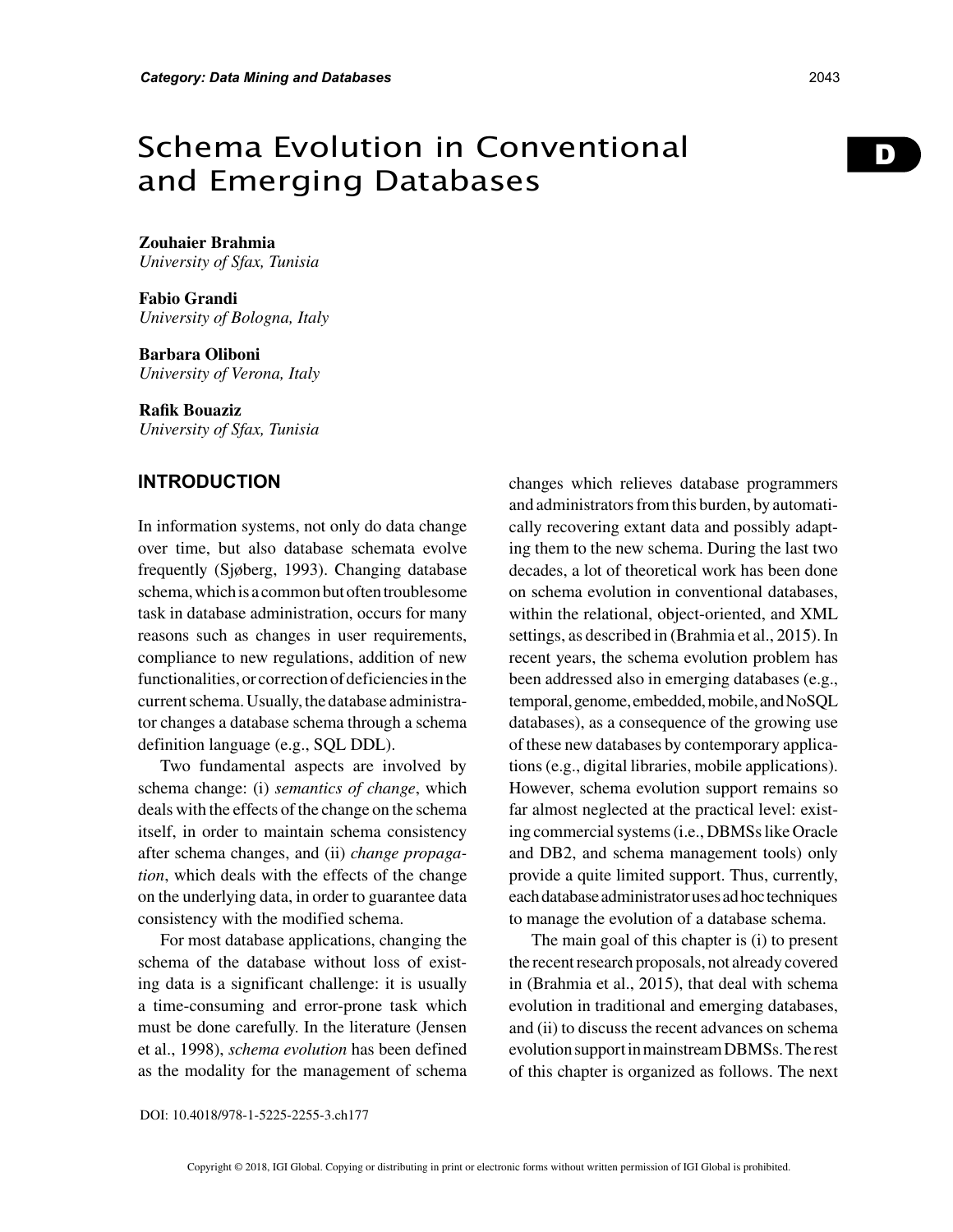# Schema Evolution in Conventional and Emerging Databases

**Zouhaier Brahmia**
*University of Sfax, Tunisia*

**Fabio Grandi**
*University of Bologna, Italy*

**Barbara Oliboni**
*University of Verona, Italy*

**Rafik Bouaziz**
*University of Sfax, Tunisia*

## INTRODUCTION

In information systems, not only do data change over time, but also database schemata evolve frequently (Sjøberg, 1993). Changing database schema, which is a common but often troublesome task in database administration, occurs for many reasons such as changes in user requirements, compliance to new regulations, addition of new functionalities, or correction of deficiencies in the current schema. Usually, the database administrator changes a database schema through a schema definition language (e.g., SQL DDL).

Two fundamental aspects are involved by schema change: (i) *semantics of change*, which deals with the effects of the change on the schema itself, in order to maintain schema consistency after schema changes, and (ii) *change propagation*, which deals with the effects of the change on the underlying data, in order to guarantee data consistency with the modified schema.

For most database applications, changing the schema of the database without loss of existing data is a significant challenge: it is usually a time-consuming and error-prone task which must be done carefully. In the literature (Jensen et al., 1998), *schema evolution* has been defined as the modality for the management of schema changes which relieves database programmers and administrators from this burden, by automatically recovering extant data and possibly adapting them to the new schema. During the last two decades, a lot of theoretical work has been done on schema evolution in conventional databases, within the relational, object-oriented, and XML settings, as described in (Brahmia et al., 2015). In recent years, the schema evolution problem has been addressed also in emerging databases (e.g., temporal, genome, embedded, mobile, and NoSQL databases), as a consequence of the growing use of these new databases by contemporary applications (e.g., digital libraries, mobile applications). However, schema evolution support remains so far almost neglected at the practical level: existing commercial systems (i.e., DBMSs like Oracle and DB2, and schema management tools) only provide a quite limited support. Thus, currently, each database administrator uses ad hoc techniques to manage the evolution of a database schema.

The main goal of this chapter is (i) to present the recent research proposals, not already covered in (Brahmia et al., 2015), that deal with schema evolution in traditional and emerging databases, and (ii) to discuss the recent advances on schema evolution support in mainstream DBMSs. The rest of this chapter is organized as follows. The next

DOI: 10.4018/978-1-5225-2255-3.ch177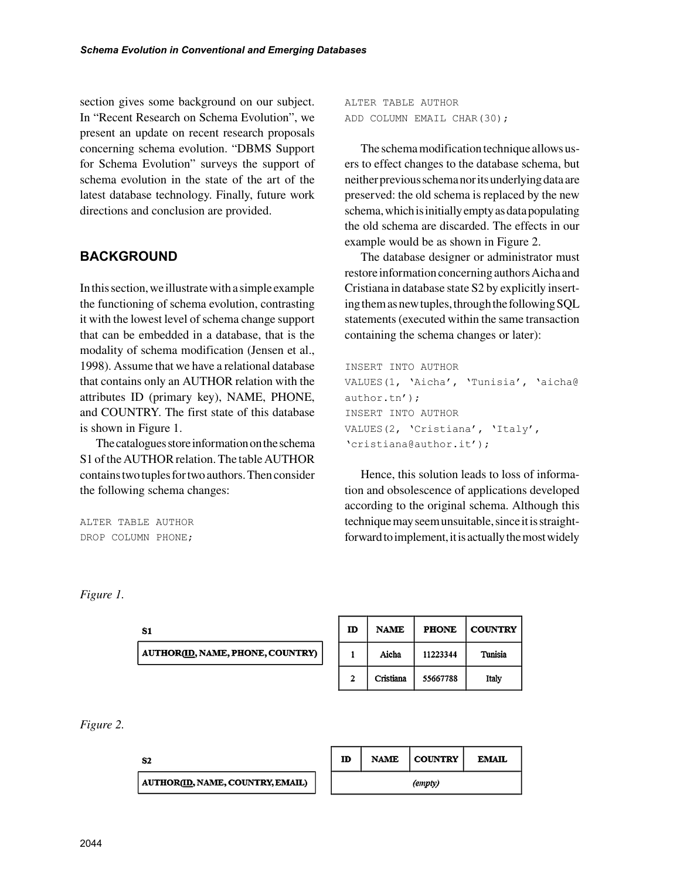section gives some background on our subject. In "Recent Research on Schema Evolution", we present an update on recent research proposals concerning schema evolution. "DBMS Support for Schema Evolution" surveys the support of schema evolution in the state of the art of the latest database technology. Finally, future work directions and conclusion are provided.

## BACKGROUND

In this section, we illustrate with a simple example the functioning of schema evolution, contrasting it with the lowest level of schema change support that can be embedded in a database, that is the modality of schema modification (Jensen et al., 1998). Assume that we have a relational database that contains only an AUTHOR relation with the attributes ID (primary key), NAME, PHONE, and COUNTRY. The first state of this database is shown in Figure 1.

The catalogues store information on the schema S1 of the AUTHOR relation. The table AUTHOR contains two tuples for two authors. Then consider the following schema changes:

```
ALTER TABLE AUTHOR
DROP COLUMN PHONE;
ALTER TABLE AUTHOR
ADD COLUMN EMAIL CHAR(30);
```

The schema modification technique allows users to effect changes to the database schema, but neither previous schema nor its underlying data are preserved: the old schema is replaced by the new schema, which is initially empty as data populating the old schema are discarded. The effects in our example would be as shown in Figure 2.

The database designer or administrator must restore information concerning authors Aicha and Cristiana in database state S2 by explicitly inserting them as new tuples, through the following SQL statements (executed within the same transaction containing the schema changes or later):

```
INSERT INTO AUTHOR
VALUES(1, 'Aicha', 'Tunisia', 'aicha@author.tn');
INSERT INTO AUTHOR
VALUES(2, 'Cristiana', 'Italy', 'cristiana@author.it');
```

Hence, this solution leads to loss of information and obsolescence of applications developed according to the original schema. Although this technique may seem unsuitable, since it is straightforward to implement, it is actually the most widely

*Figure 1.*

**S1**

**AUTHOR(<u>ID</u>, NAME, PHONE, COUNTRY)**

| ID | NAME | PHONE | COUNTRY |
|---|---|---|---|
| 1 | Aicha | 11223344 | Tunisia |
| 2 | Cristiana | 55667788 | Italy |

*Figure 2.*

**S2**

**AUTHOR(<u>ID</u>, NAME, COUNTRY, EMAIL)**

| ID | NAME | COUNTRY | EMAIL |
|---|---|---|---|
| *(empty)* | | | |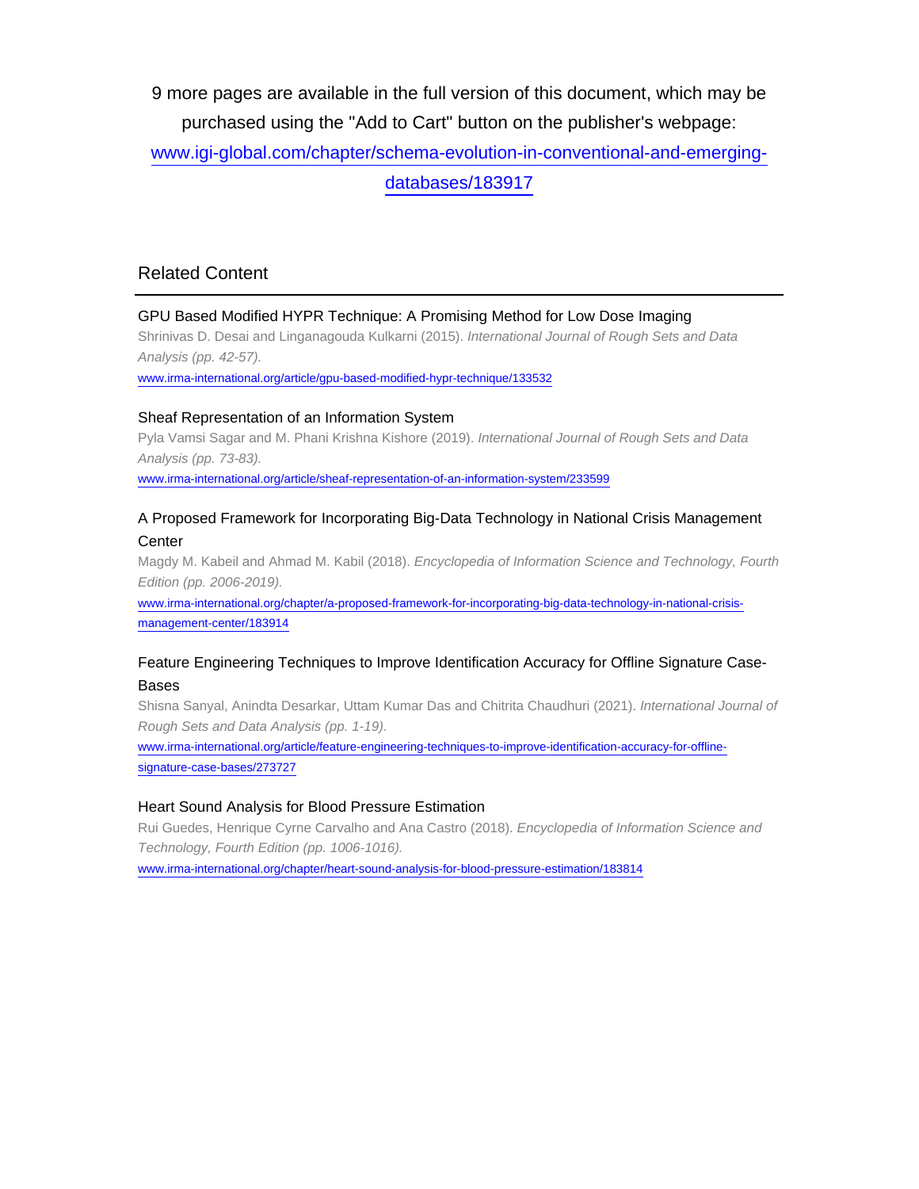9 more pages are available in the full version of this document, which may be purchased using the "Add to Cart" button on the publisher's webpage: www.igi-global.com/chapter/schema-evolution-in-conventional-and-emerging-databases/183917

## Related Content

GPU Based Modified HYPR Technique: A Promising Method for Low Dose Imaging
Shrinivas D. Desai and Linganagouda Kulkarni (2015). *International Journal of Rough Sets and Data Analysis (pp. 42-57).*
www.irma-international.org/article/gpu-based-modified-hypr-technique/133532

Sheaf Representation of an Information System
Pyla Vamsi Sagar and M. Phani Krishna Kishore (2019). *International Journal of Rough Sets and Data Analysis (pp. 73-83).*
www.irma-international.org/article/sheaf-representation-of-an-information-system/233599

A Proposed Framework for Incorporating Big-Data Technology in National Crisis Management Center
Magdy M. Kabeil and Ahmad M. Kabil (2018). *Encyclopedia of Information Science and Technology, Fourth Edition (pp. 2006-2019).*
www.irma-international.org/chapter/a-proposed-framework-for-incorporating-big-data-technology-in-national-crisis-management-center/183914

Feature Engineering Techniques to Improve Identification Accuracy for Offline Signature Case-Bases
Shisna Sanyal, Anindta Desarkar, Uttam Kumar Das and Chitrita Chaudhuri (2021). *International Journal of Rough Sets and Data Analysis (pp. 1-19).*
www.irma-international.org/article/feature-engineering-techniques-to-improve-identification-accuracy-for-offline-signature-case-bases/273727

Heart Sound Analysis for Blood Pressure Estimation
Rui Guedes, Henrique Cyrne Carvalho and Ana Castro (2018). *Encyclopedia of Information Science and Technology, Fourth Edition (pp. 1006-1016).*
www.irma-international.org/chapter/heart-sound-analysis-for-blood-pressure-estimation/183814